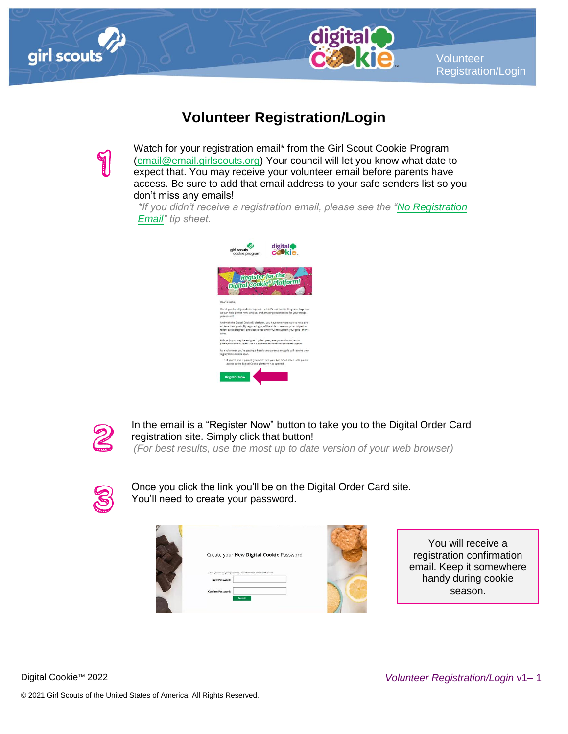# Volunteer Registration/Login

1. Watch for your registration email* from the Girl Scout Cookie Program (email@email.girlscouts.org) Your council will let you know what date to expect that. You may receive your volunteer email before parents have access. Be sure to add that email address to your safe senders list so you don't miss any emails!

   *\*If you didn't receive a registration email, please see the "No Registration Email" tip sheet.*

2. In the email is a "Register Now" button to take you to the Digital Order Card registration site. Simply click that button!

   *(For best results, use the most up to date version of your web browser)*

3. Once you click the link you'll be on the Digital Order Card site. You'll need to create your password.

> You will receive a registration confirmation email. Keep it somewhere handy during cookie season.

Digital Cookie™ 2022

*Volunteer Registration/Login* v1– 1

© 2021 Girl Scouts of the United States of America. All Rights Reserved.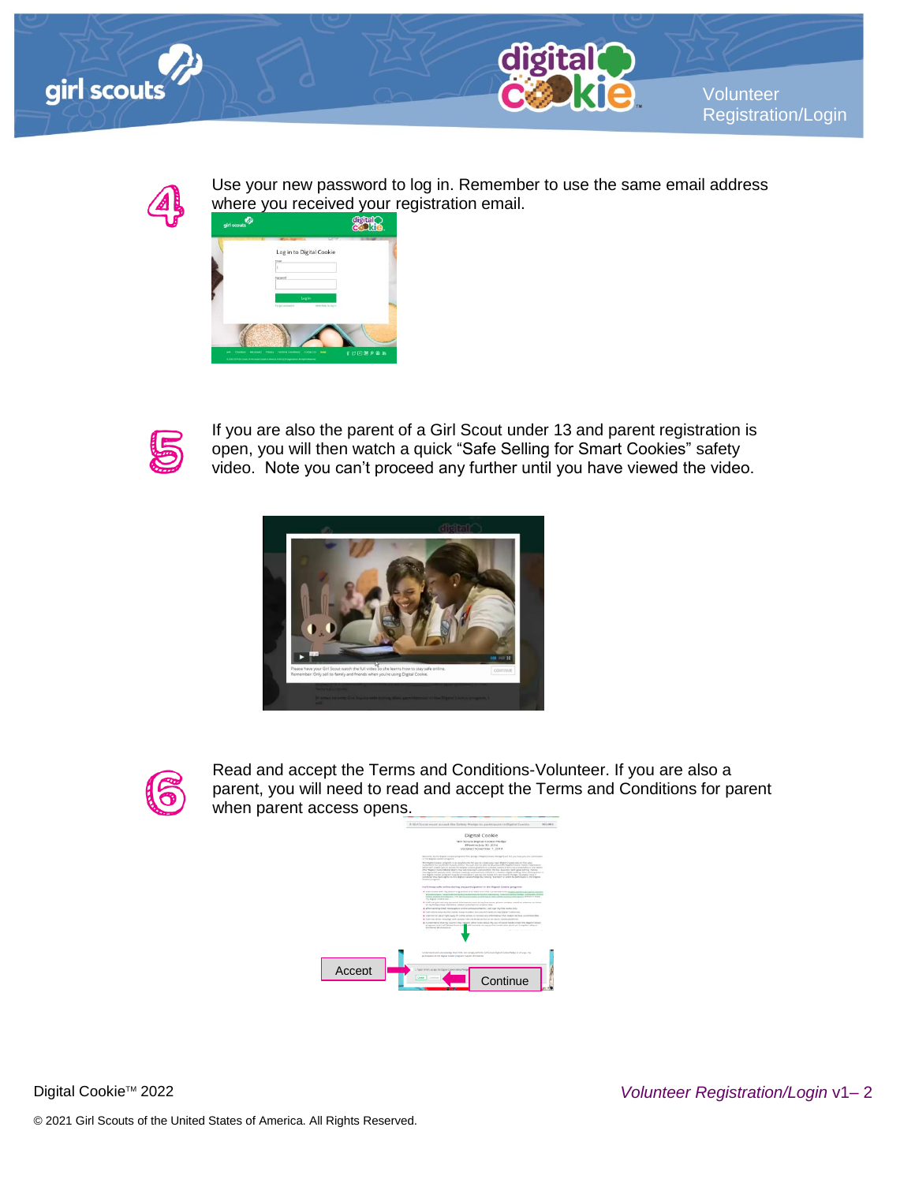4. Use your new password to log in. Remember to use the same email address where you received your registration email.

5. If you are also the parent of a Girl Scout under 13 and parent registration is open, you will then watch a quick “Safe Selling for Smart Cookies” safety video. Note you can’t proceed any further until you have viewed the video.

6. Read and accept the Terms and Conditions-Volunteer. If you are also a parent, you will need to read and accept the Terms and Conditions for parent when parent access opens.

Accept

Continue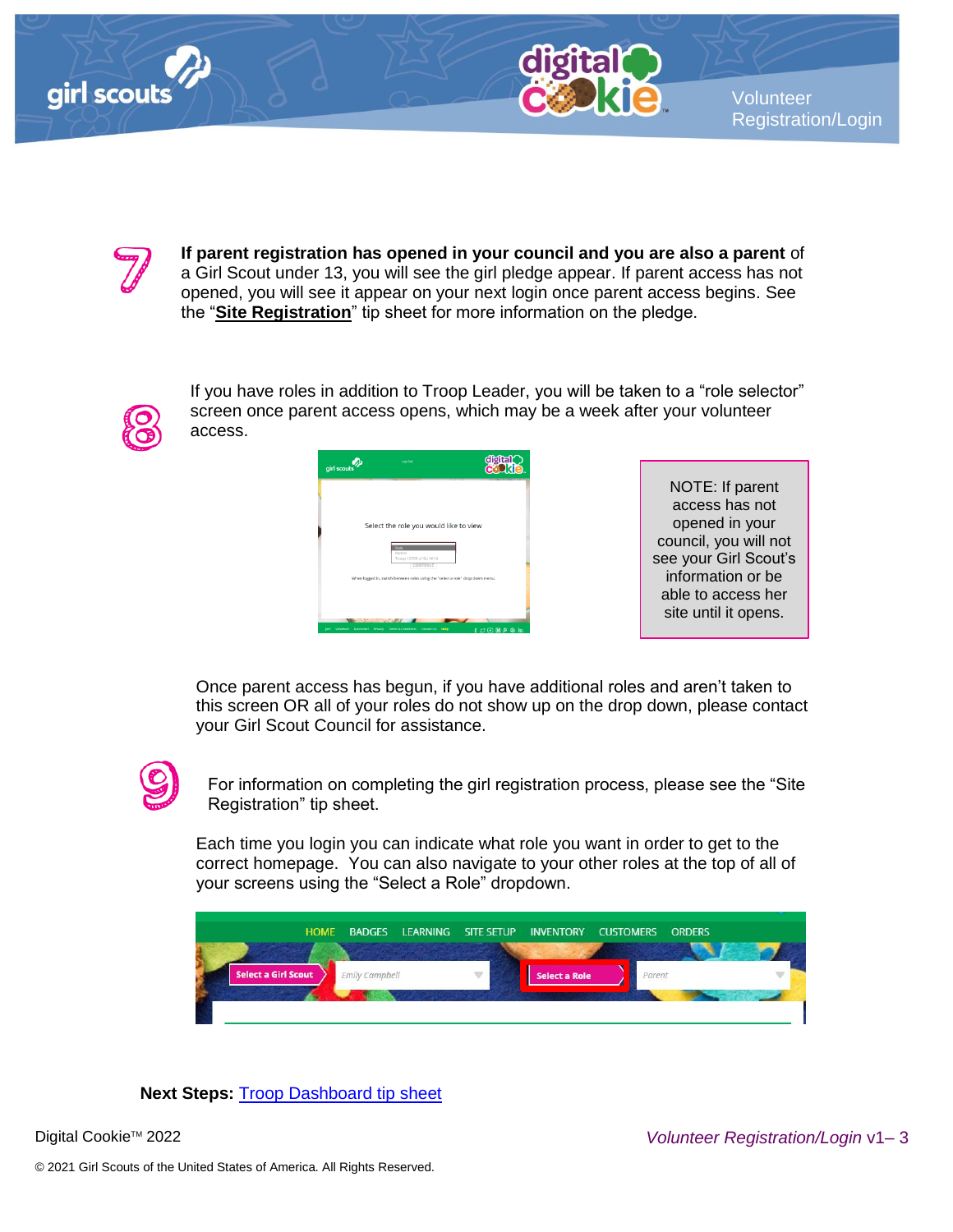7. **If parent registration has opened in your council and you are also a parent** of a Girl Scout under 13, you will see the girl pledge appear. If parent access has not opened, you will see it appear on your next login once parent access begins. See the "**Site Registration**" tip sheet for more information on the pledge.

8. If you have roles in addition to Troop Leader, you will be taken to a "role selector" screen once parent access opens, which may be a week after your volunteer access.

> NOTE: If parent access has not opened in your council, you will not see your Girl Scout's information or be able to access her site until it opens.

Once parent access has begun, if you have additional roles and aren't taken to this screen OR all of your roles do not show up on the drop down, please contact your Girl Scout Council for assistance.

9. For information on completing the girl registration process, please see the "Site Registration" tip sheet.

Each time you login you can indicate what role you want in order to get to the correct homepage. You can also navigate to your other roles at the top of all of your screens using the "Select a Role" dropdown.

**Next Steps:** Troop Dashboard tip sheet

Digital Cookie™ 2022

© 2021 Girl Scouts of the United States of America. All Rights Reserved.